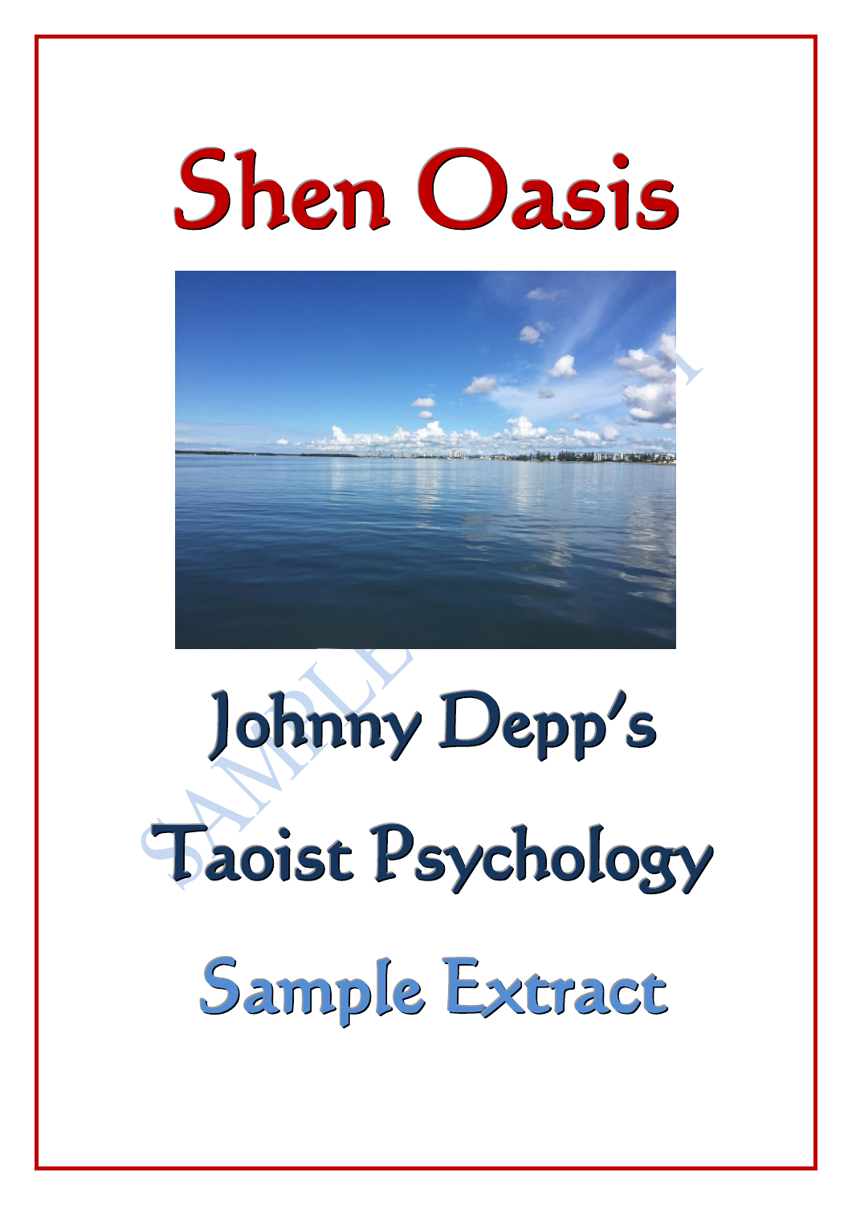# Shen Oasis

# Johnny Depp's Taoist Psychology

## Sample Extract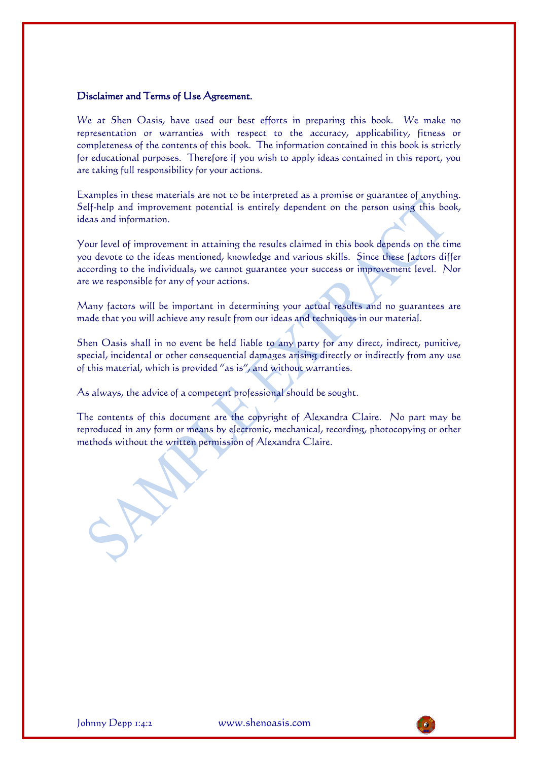## Disclaimer and Terms of Use Agreement.

We at Shen Oasis, have used our best efforts in preparing this book. We make no representation or warranties with respect to the accuracy, applicability, fitness or completeness of the contents of this book. The information contained in this book is strictly for educational purposes. Therefore if you wish to apply ideas contained in this report, you are taking full responsibility for your actions.

Examples in these materials are not to be interpreted as a promise or guarantee of anything. Self-help and improvement potential is entirely dependent on the person using this book, ideas and information.

Your level of improvement in attaining the results claimed in this book depends on the time you devote to the ideas mentioned, knowledge and various skills. Since these factors differ according to the individuals, we cannot guarantee your success or improvement level. Nor are we responsible for any of your actions.

Many factors will be important in determining your actual results and no guarantees are made that you will achieve any result from our ideas and techniques in our material.

Shen Oasis shall in no event be held liable to any party for any direct, indirect, punitive, special, incidental or other consequential damages arising directly or indirectly from any use of this material, which is provided "as is", and without warranties.

As always, the advice of a competent professional should be sought.

The contents of this document are the copyright of Alexandra Claire. No part may be reproduced in any form or means by electronic, mechanical, recording, photocopying or other methods without the written permission of Alexandra Claire.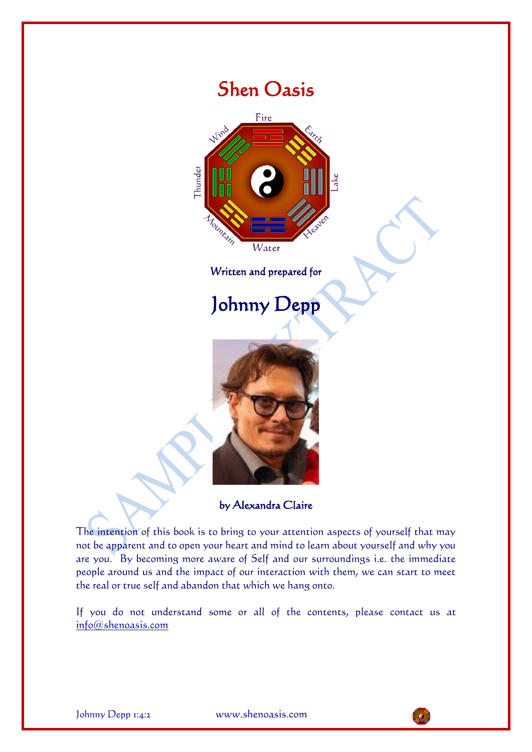# Shen Oasis

Written and prepared for

# Johnny Depp

by Alexandra Claire

The intention of this book is to bring to your attention aspects of yourself that may not be apparent and to open your heart and mind to learn about yourself and why you are you. By becoming more aware of Self and our surroundings i.e. the immediate people around us and the impact of our interaction with them, we can start to meet the real or true self and abandon that which we hang onto.

If you do not understand some or all of the contents, please contact us at info@shenoasis.com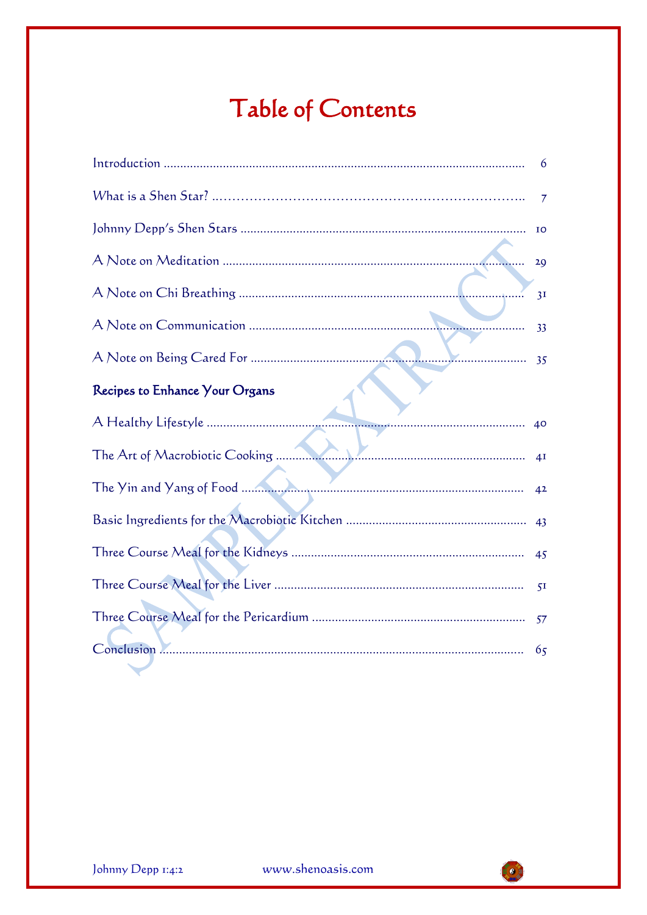# Table of Contents

Introduction ........................................................................................................ 6

What is a Shen Star? ........................................................................................ 7

Johnny Depp's Shen Stars ................................................................................ 10

A Note on Meditation ...................................................................................... 29

A Note on Chi Breathing .................................................................................. 31

A Note on Communication ............................................................................... 33

A Note on Being Cared For .............................................................................. 35

**Recipes to Enhance Your Organs**

A Healthy Lifestyle .......................................................................................... 40

The Art of Macrobiotic Cooking ....................................................................... 41

The Yin and Yang of Food ................................................................................ 42

Basic Ingredients for the Macrobiotic Kitchen ................................................. 43

Three Course Meal for the Kidneys .................................................................. 45

Three Course Meal for the Liver ...................................................................... 51

Three Course Meal for the Pericardium ............................................................ 57

Conclusion ........................................................................................................ 65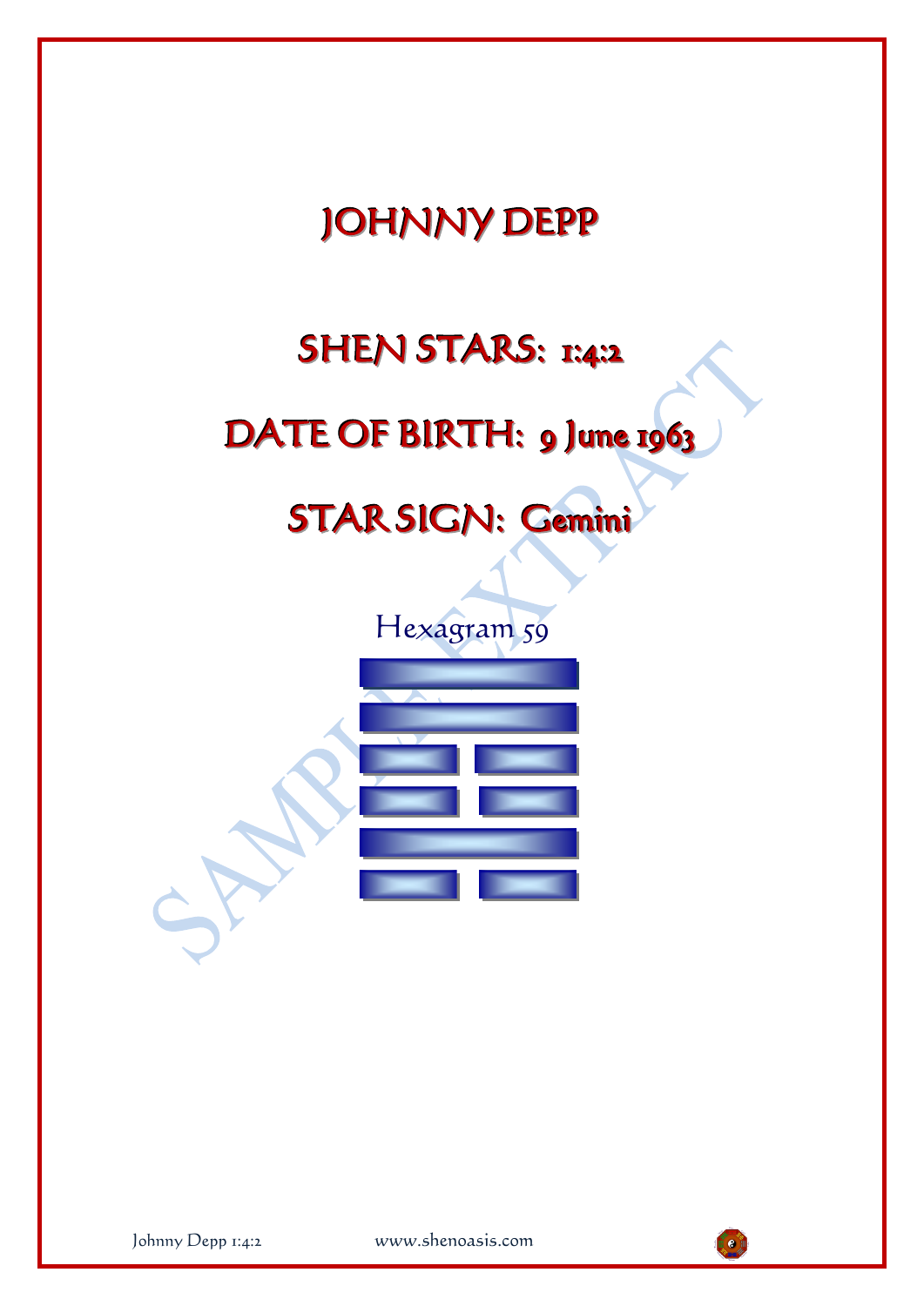# JOHNNY DEPP

## SHEN STARS: 1:4:2

## DATE OF BIRTH: 9 June 1963

## STAR SIGN: Gemini

Hexagram 59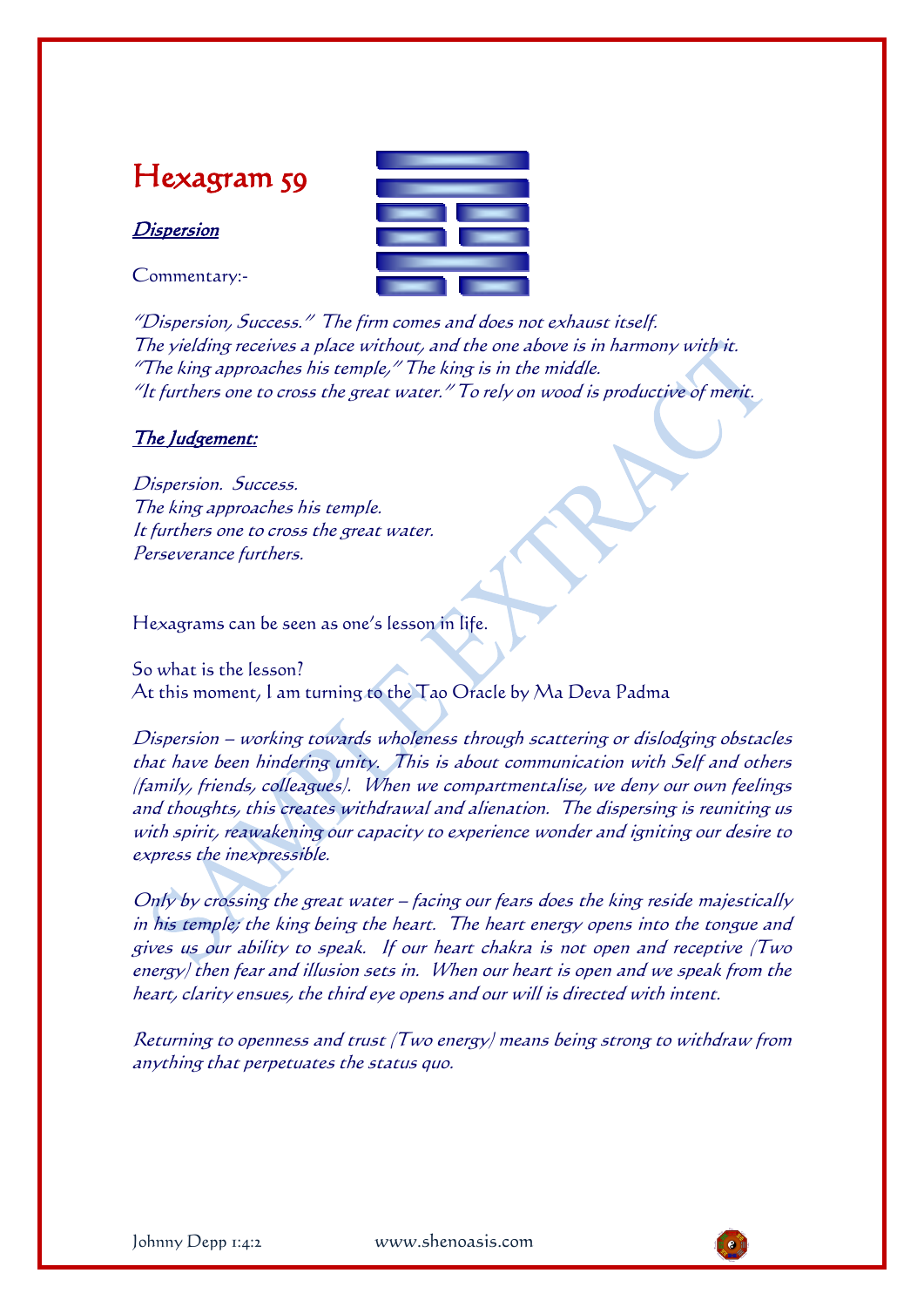# Hexagram 59

***Dispersion***

Commentary:-

*"Dispersion, Success." The firm comes and does not exhaust itself.*
*The yielding receives a place without, and the one above is in harmony with it.*
*"The king approaches his temple," The king is in the middle.*
*"It furthers one to cross the great water." To rely on wood is productive of merit.*

***The Judgement:***

*Dispersion. Success.*
*The king approaches his temple.*
*It furthers one to cross the great water.*
*Perseverance furthers.*

Hexagrams can be seen as one's lesson in life.

So what is the lesson?
At this moment, I am turning to the Tao Oracle by Ma Deva Padma

*Dispersion – working towards wholeness through scattering or dislodging obstacles that have been hindering unity. This is about communication with Self and others (family, friends, colleagues). When we compartmentalise, we deny our own feelings and thoughts, this creates withdrawal and alienation. The dispersing is reuniting us with spirit, reawakening our capacity to experience wonder and igniting our desire to express the inexpressible.*

*Only by crossing the great water – facing our fears does the king reside majestically in his temple; the king being the heart. The heart energy opens into the tongue and gives us our ability to speak. If our heart chakra is not open and receptive (Two energy) then fear and illusion sets in. When our heart is open and we speak from the heart, clarity ensues, the third eye opens and our will is directed with intent.*

*Returning to openness and trust (Two energy) means being strong to withdraw from anything that perpetuates the status quo.*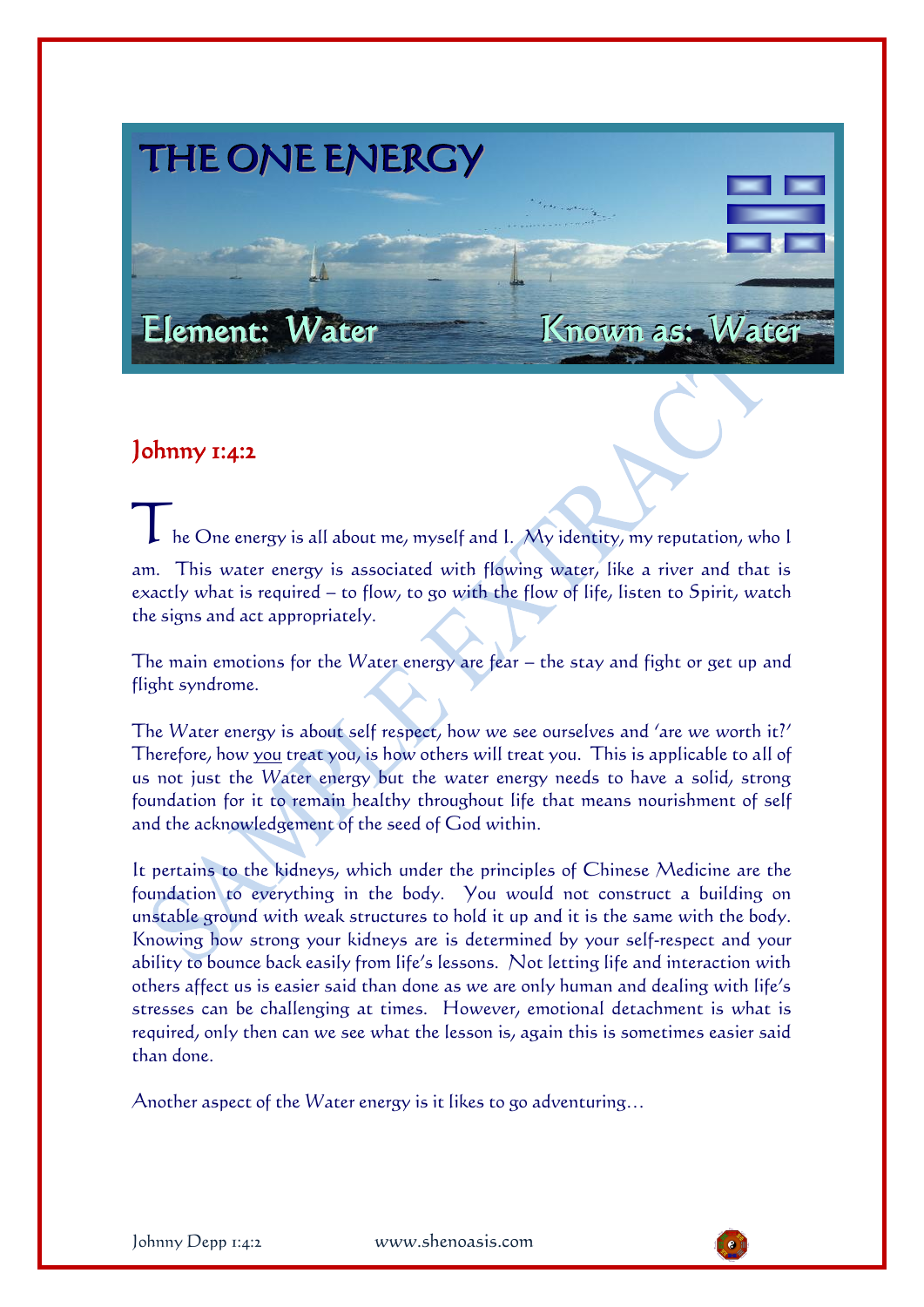# THE ONE ENERGY

Element: Water Known as: Water

## Johnny 1:4:2

The One energy is all about me, myself and I. My identity, my reputation, who I am. This water energy is associated with flowing water, like a river and that is exactly what is required – to flow, to go with the flow of life, listen to Spirit, watch the signs and act appropriately.

The main emotions for the *Water* energy are fear – the stay and fight or get up and flight syndrome.

The *Water* energy is about self respect, how we see ourselves and 'are we worth it?' Therefore, how you treat you, is how others will treat you. This is applicable to all of us not just the *Water* energy but the water energy needs to have a solid, strong foundation for it to remain healthy throughout life that means nourishment of self and the acknowledgement of the seed of God within.

It pertains to the kidneys, which under the principles of Chinese Medicine are the foundation to everything in the body. You would not construct a building on unstable ground with weak structures to hold it up and it is the same with the body. Knowing how strong your kidneys are is determined by your self-respect and your ability to bounce back easily from life's lessons. Not letting life and interaction with others affect us is easier said than done as we are only human and dealing with life's stresses can be challenging at times. However, emotional detachment is what is required, only then can we see what the lesson is, again this is sometimes easier said than done.

Another aspect of the *Water* energy is it likes to go adventuring…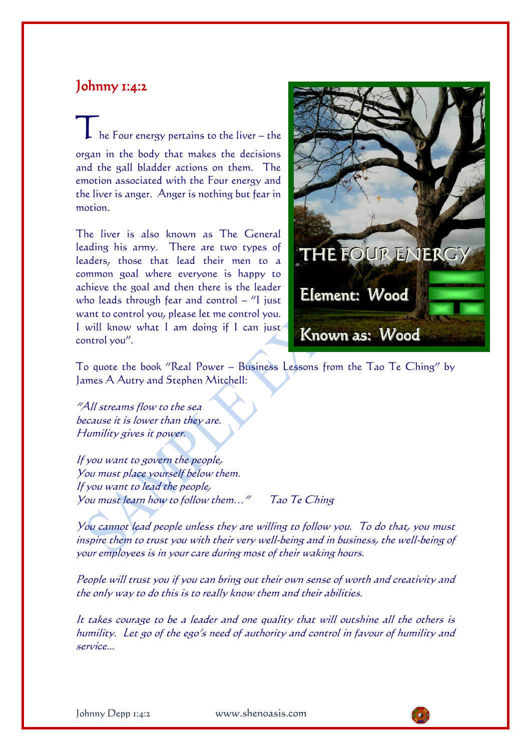## Johnny 1:4:2

The Four energy pertains to the liver – the organ in the body that makes the decisions and the gall bladder actions on them. The emotion associated with the Four energy and the liver is anger. Anger is nothing but fear in motion.

The liver is also known as The General leading his army. There are two types of leaders, those that lead their men to a common goal where everyone is happy to achieve the goal and then there is the leader who leads through fear and control – "I just want to control you, please let me control you. I will know what I am doing if I can just control you".

THE FOUR ENERGY

Element: Wood

Known as: Wood

To quote the book "Real Power – Business Lessons from the Tao Te Ching" by James A Autry and Stephen Mitchell:

*"All streams flow to the sea*
*because it is lower than they are.*
*Humility gives it power.*

*If you want to govern the people,*
*You must place yourself below them.*
*If you want to lead the people,*
*You must learn how to follow them…"* *Tao Te Ching*

*You cannot lead people unless they are willing to follow you. To do that, you must inspire them to trust you with their very well-being and in business, the well-being of your employees is in your care during most of their waking hours.*

*People will trust you if you can bring out their own sense of worth and creativity and the only way to do this is to really know them and their abilities.*

*It takes courage to be a leader and one quality that will outshine all the others is humility. Let go of the ego's need of authority and control in favour of humility and service…*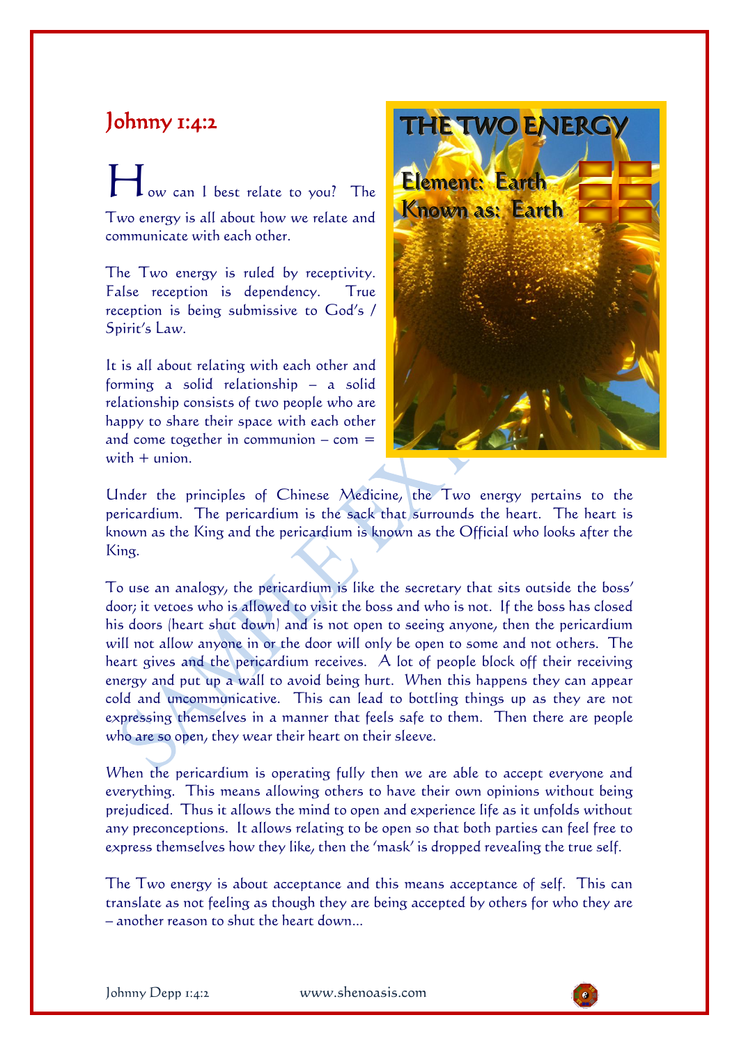# Johnny 1:4:2

How can I best relate to you? The Two energy is all about how we relate and communicate with each other.

The Two energy is ruled by receptivity. False reception is dependency. True reception is being submissive to God's / Spirit's Law.

It is all about relating with each other and forming a solid relationship – a solid relationship consists of two people who are happy to share their space with each other and come together in communion – com = with + union.

THE TWO ENERGY

Element: Earth

Known as: Earth

Under the principles of Chinese Medicine, the Two energy pertains to the pericardium. The pericardium is the sack that surrounds the heart. The heart is known as the King and the pericardium is known as the Official who looks after the King.

To use an analogy, the pericardium is like the secretary that sits outside the boss' door; it vetoes who is allowed to visit the boss and who is not. If the boss has closed his doors (heart shut down) and is not open to seeing anyone, then the pericardium will not allow anyone in or the door will only be open to some and not others. The heart gives and the pericardium receives. A lot of people block off their receiving energy and put up a wall to avoid being hurt. When this happens they can appear cold and uncommunicative. This can lead to bottling things up as they are not expressing themselves in a manner that feels safe to them. Then there are people who are so open, they wear their heart on their sleeve.

When the pericardium is operating fully then we are able to accept everyone and everything. This means allowing others to have their own opinions without being prejudiced. Thus it allows the mind to open and experience life as it unfolds without any preconceptions. It allows relating to be open so that both parties can feel free to express themselves how they like, then the 'mask' is dropped revealing the true self.

The Two energy is about acceptance and this means acceptance of self. This can translate as not feeling as though they are being accepted by others for who they are – another reason to shut the heart down...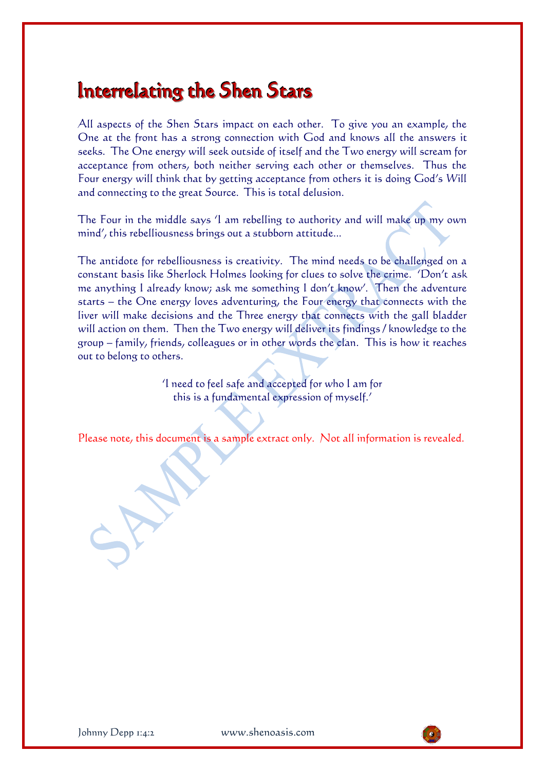# Interrelating the Shen Stars

All aspects of the Shen Stars impact on each other. To give you an example, the One at the front has a strong connection with God and knows all the answers it seeks. The One energy will seek outside of itself and the Two energy will scream for acceptance from others, both neither serving each other or themselves. Thus the Four energy will think that by getting acceptance from others it is doing God's Will and connecting to the great Source. This is total delusion.

The Four in the middle says 'I am rebelling to authority and will make up my own mind', this rebelliousness brings out a stubborn attitude…

The antidote for rebelliousness is creativity. The mind needs to be challenged on a constant basis like Sherlock Holmes looking for clues to solve the crime. 'Don't ask me anything I already know; ask me something I don't know'. Then the adventure starts – the One energy loves adventuring, the Four energy that connects with the liver will make decisions and the Three energy that connects with the gall bladder will action on them. Then the Two energy will deliver its findings / knowledge to the group – family, friends, colleagues or in other words the clan. This is how it reaches out to belong to others.

'I need to feel safe and accepted for who I am for
this is a fundamental expression of myself.'

Please note, this document is a sample extract only. Not all information is revealed.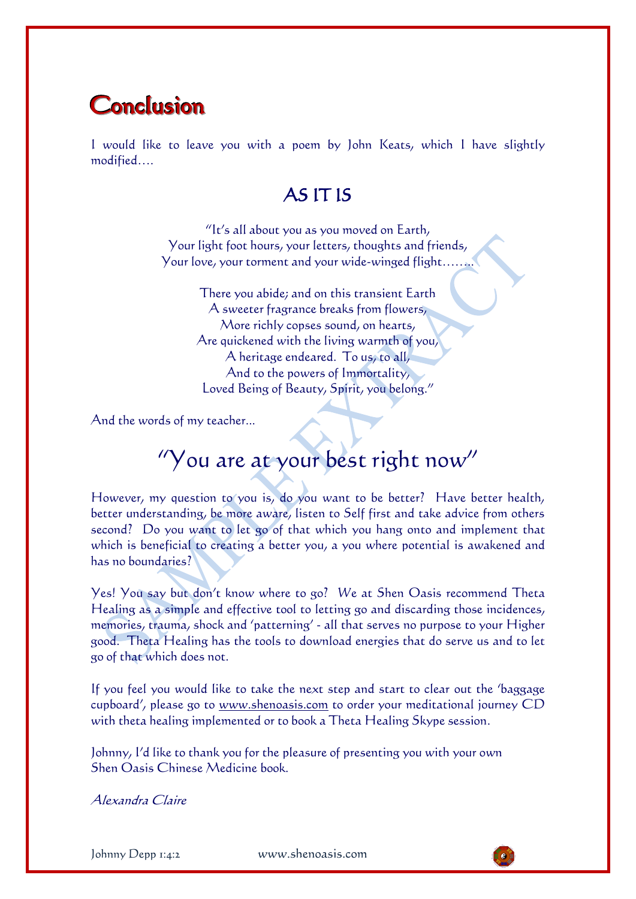# Conclusion

I would like to leave you with a poem by John Keats, which I have slightly modified….

## AS IT IS

"It's all about you as you moved on Earth,  
Your light foot hours, your letters, thoughts and friends,  
Your love, your torment and your wide-winged flight……..

There you abide; and on this transient Earth  
A sweeter fragrance breaks from flowers,  
More richly copses sound, on hearts,  
Are quickened with the living warmth of you,  
A heritage endeared. To us, to all,  
And to the powers of Immortality,  
Loved Being of Beauty, Spirit, you belong."

And the words of my teacher...

## "You are at your best right now"

However, my question to you is, do you want to be better? Have better health, better understanding, be more aware, listen to Self first and take advice from others second? Do you want to let go of that which you hang onto and implement that which is beneficial to creating a better you, a you where potential is awakened and has no boundaries?

Yes! You say but don't know where to go? We at Shen Oasis recommend Theta Healing as a simple and effective tool to letting go and discarding those incidences, memories, trauma, shock and 'patterning' - all that serves no purpose to your Higher good. Theta Healing has the tools to download energies that do serve us and to let go of that which does not.

If you feel you would like to take the next step and start to clear out the 'baggage cupboard', please go to www.shenoasis.com to order your meditational journey CD with theta healing implemented or to book a Theta Healing Skype session.

Johnny, I'd like to thank you for the pleasure of presenting you with your own Shen Oasis Chinese Medicine book.

*Alexandra Claire*